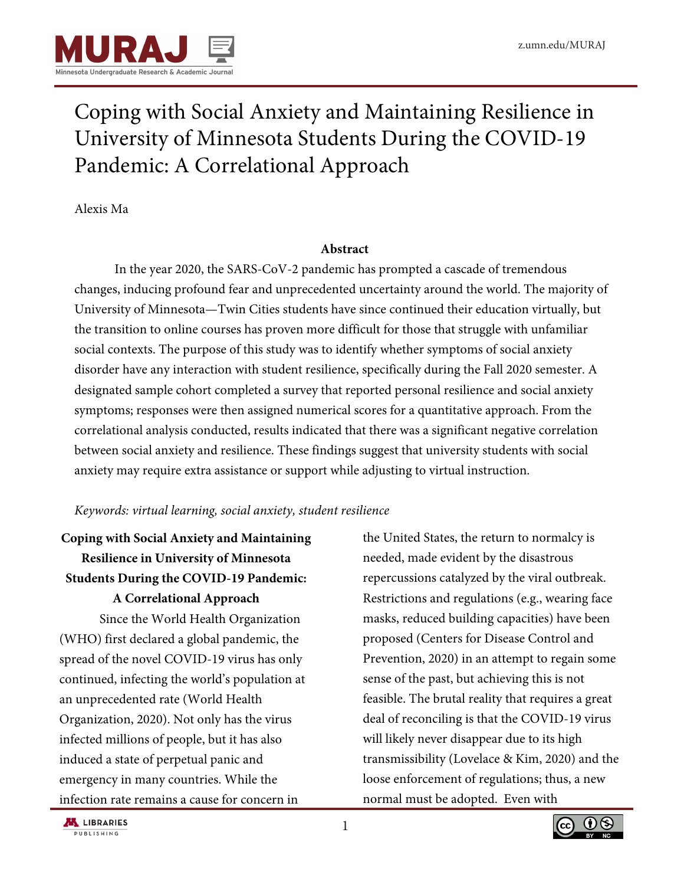# Coping with Social Anxiety and Maintaining Resilience in University of Minnesota Students During the COVID-19 Pandemic: A Correlational Approach

Alexis Ma

### Abstract

In the year 2020, the SARS-CoV-2 pandemic has prompted a cascade of tremendous changes, inducing profound fear and unprecedented uncertainty around the world. The majority of University of Minnesota—Twin Cities students have since continued their education virtually, but the transition to online courses has proven more difficult for those that struggle with unfamiliar social contexts. The purpose of this study was to identify whether symptoms of social anxiety disorder have any interaction with student resilience, specifically during the Fall 2020 semester. A designated sample cohort completed a survey that reported personal resilience and social anxiety symptoms; responses were then assigned numerical scores for a quantitative approach. From the correlational analysis conducted, results indicated that there was a significant negative correlation between social anxiety and resilience. These findings suggest that university students with social anxiety may require extra assistance or support while adjusting to virtual instruction.

*Keywords: virtual learning, social anxiety, student resilience*

## Coping with Social Anxiety and Maintaining Resilience in University of Minnesota Students During the COVID-19 Pandemic: A Correlational Approach

Since the World Health Organization (WHO) first declared a global pandemic, the spread of the novel COVID-19 virus has only continued, infecting the world's population at an unprecedented rate (World Health Organization, 2020). Not only has the virus infected millions of people, but it has also induced a state of perpetual panic and emergency in many countries. While the infection rate remains a cause for concern in the United States, the return to normalcy is needed, made evident by the disastrous repercussions catalyzed by the viral outbreak. Restrictions and regulations (e.g., wearing face masks, reduced building capacities) have been proposed (Centers for Disease Control and Prevention, 2020) in an attempt to regain some sense of the past, but achieving this is not feasible. The brutal reality that requires a great deal of reconciling is that the COVID-19 virus will likely never disappear due to its high transmissibility (Lovelace & Kim, 2020) and the loose enforcement of regulations; thus, a new normal must be adopted. Even with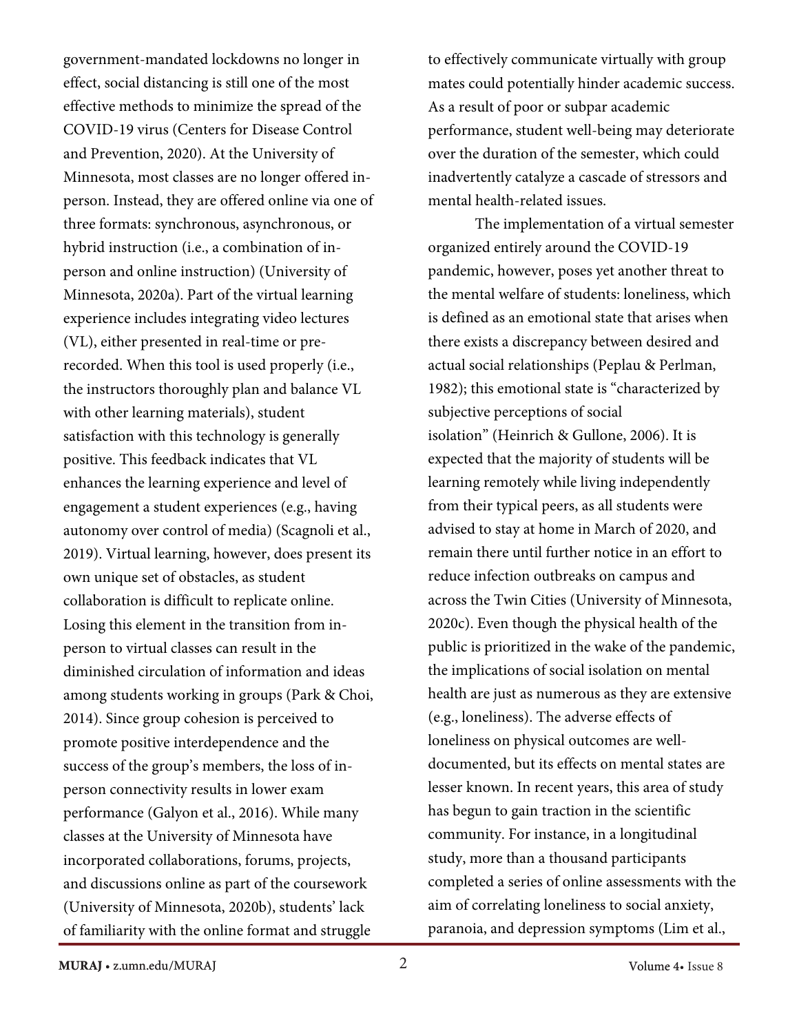government-mandated lockdowns no longer in effect, social distancing is still one of the most effective methods to minimize the spread of the COVID-19 virus (Centers for Disease Control and Prevention, 2020). At the University of Minnesota, most classes are no longer offered in-person. Instead, they are offered online via one of three formats: synchronous, asynchronous, or hybrid instruction (i.e., a combination of in-person and online instruction) (University of Minnesota, 2020a). Part of the virtual learning experience includes integrating video lectures (VL), either presented in real-time or pre-recorded. When this tool is used properly (i.e., the instructors thoroughly plan and balance VL with other learning materials), student satisfaction with this technology is generally positive. This feedback indicates that VL enhances the learning experience and level of engagement a student experiences (e.g., having autonomy over control of media) (Scagnoli et al., 2019). Virtual learning, however, does present its own unique set of obstacles, as student collaboration is difficult to replicate online. Losing this element in the transition from in-person to virtual classes can result in the diminished circulation of information and ideas among students working in groups (Park & Choi, 2014). Since group cohesion is perceived to promote positive interdependence and the success of the group's members, the loss of in-person connectivity results in lower exam performance (Galyon et al., 2016). While many classes at the University of Minnesota have incorporated collaborations, forums, projects, and discussions online as part of the coursework (University of Minnesota, 2020b), students' lack of familiarity with the online format and struggle to effectively communicate virtually with group mates could potentially hinder academic success. As a result of poor or subpar academic performance, student well-being may deteriorate over the duration of the semester, which could inadvertently catalyze a cascade of stressors and mental health-related issues.

The implementation of a virtual semester organized entirely around the COVID-19 pandemic, however, poses yet another threat to the mental welfare of students: loneliness, which is defined as an emotional state that arises when there exists a discrepancy between desired and actual social relationships (Peplau & Perlman, 1982); this emotional state is "characterized by subjective perceptions of social isolation" (Heinrich & Gullone, 2006). It is expected that the majority of students will be learning remotely while living independently from their typical peers, as all students were advised to stay at home in March of 2020, and remain there until further notice in an effort to reduce infection outbreaks on campus and across the Twin Cities (University of Minnesota, 2020c). Even though the physical health of the public is prioritized in the wake of the pandemic, the implications of social isolation on mental health are just as numerous as they are extensive (e.g., loneliness). The adverse effects of loneliness on physical outcomes are well-documented, but its effects on mental states are lesser known. In recent years, this area of study has begun to gain traction in the scientific community. For instance, in a longitudinal study, more than a thousand participants completed a series of online assessments with the aim of correlating loneliness to social anxiety, paranoia, and depression symptoms (Lim et al.,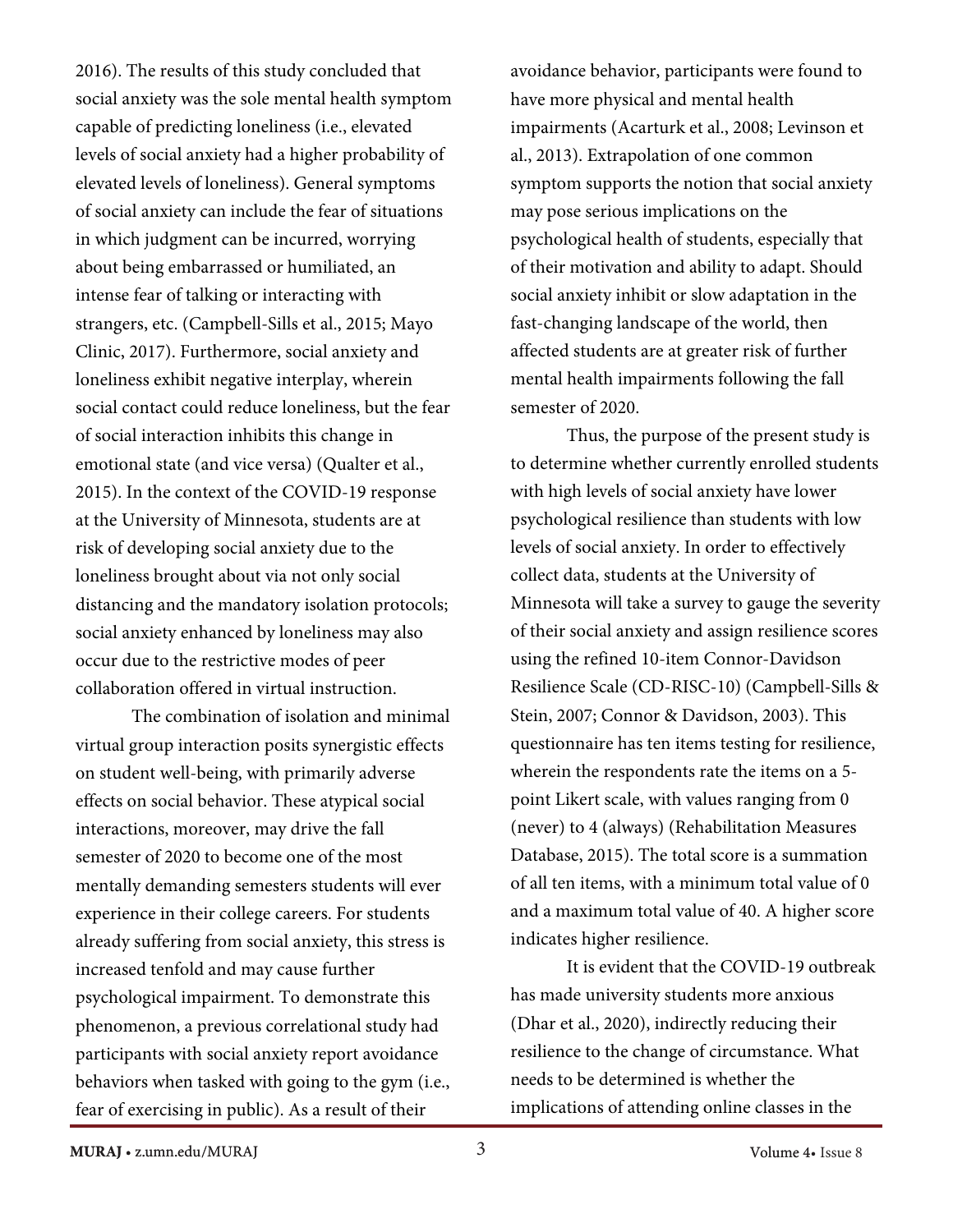2016). The results of this study concluded that social anxiety was the sole mental health symptom capable of predicting loneliness (i.e., elevated levels of social anxiety had a higher probability of elevated levels of loneliness). General symptoms of social anxiety can include the fear of situations in which judgment can be incurred, worrying about being embarrassed or humiliated, an intense fear of talking or interacting with strangers, etc. (Campbell-Sills et al., 2015; Mayo Clinic, 2017). Furthermore, social anxiety and loneliness exhibit negative interplay, wherein social contact could reduce loneliness, but the fear of social interaction inhibits this change in emotional state (and vice versa) (Qualter et al., 2015). In the context of the COVID-19 response at the University of Minnesota, students are at risk of developing social anxiety due to the loneliness brought about via not only social distancing and the mandatory isolation protocols; social anxiety enhanced by loneliness may also occur due to the restrictive modes of peer collaboration offered in virtual instruction.

The combination of isolation and minimal virtual group interaction posits synergistic effects on student well-being, with primarily adverse effects on social behavior. These atypical social interactions, moreover, may drive the fall semester of 2020 to become one of the most mentally demanding semesters students will ever experience in their college careers. For students already suffering from social anxiety, this stress is increased tenfold and may cause further psychological impairment. To demonstrate this phenomenon, a previous correlational study had participants with social anxiety report avoidance behaviors when tasked with going to the gym (i.e., fear of exercising in public). As a result of their avoidance behavior, participants were found to have more physical and mental health impairments (Acarturk et al., 2008; Levinson et al., 2013). Extrapolation of one common symptom supports the notion that social anxiety may pose serious implications on the psychological health of students, especially that of their motivation and ability to adapt. Should social anxiety inhibit or slow adaptation in the fast-changing landscape of the world, then affected students are at greater risk of further mental health impairments following the fall semester of 2020.

Thus, the purpose of the present study is to determine whether currently enrolled students with high levels of social anxiety have lower psychological resilience than students with low levels of social anxiety. In order to effectively collect data, students at the University of Minnesota will take a survey to gauge the severity of their social anxiety and assign resilience scores using the refined 10-item Connor-Davidson Resilience Scale (CD-RISC-10) (Campbell-Sills & Stein, 2007; Connor & Davidson, 2003). This questionnaire has ten items testing for resilience, wherein the respondents rate the items on a 5-point Likert scale, with values ranging from 0 (never) to 4 (always) (Rehabilitation Measures Database, 2015). The total score is a summation of all ten items, with a minimum total value of 0 and a maximum total value of 40. A higher score indicates higher resilience.

It is evident that the COVID-19 outbreak has made university students more anxious (Dhar et al., 2020), indirectly reducing their resilience to the change of circumstance. What needs to be determined is whether the implications of attending online classes in the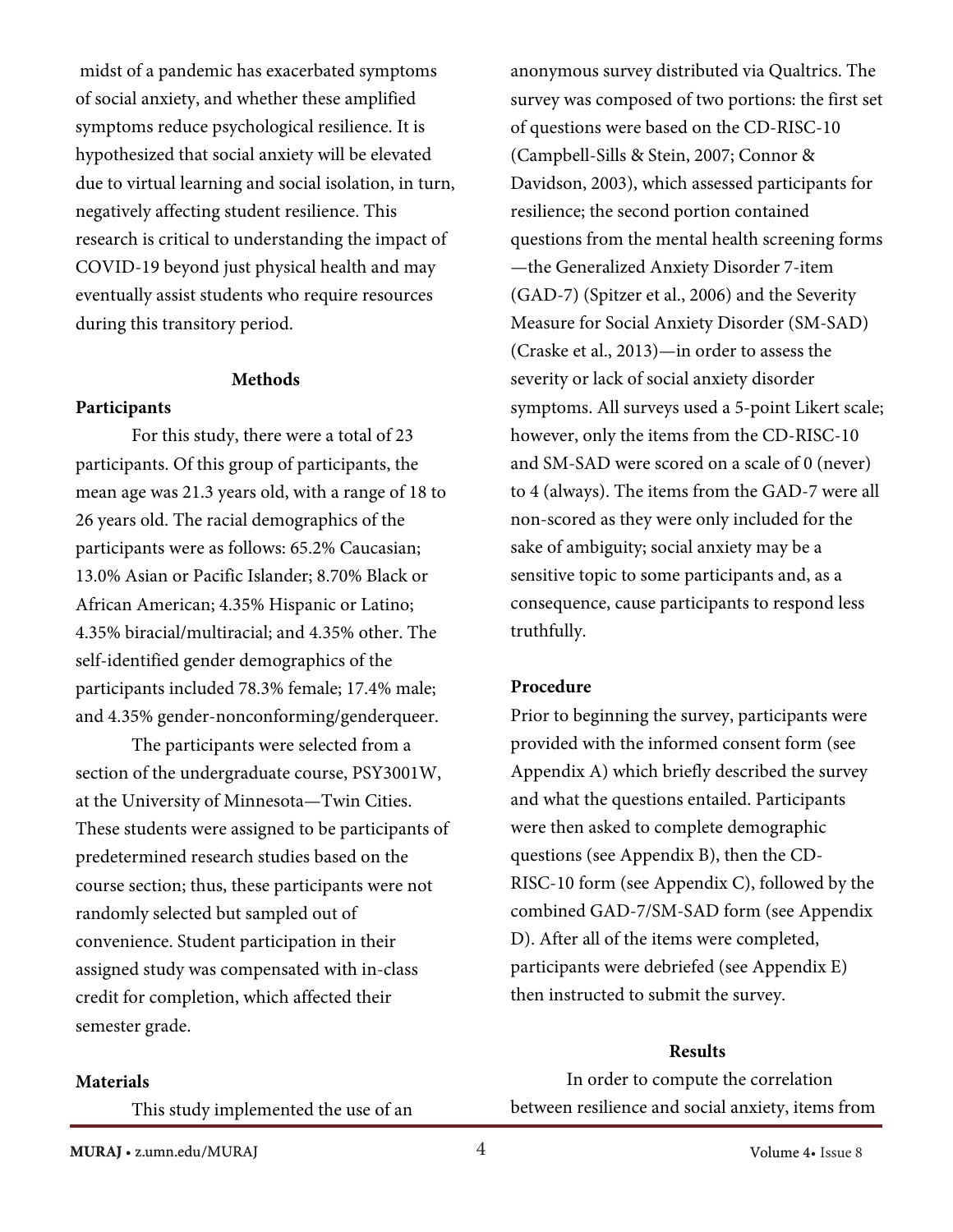midst of a pandemic has exacerbated symptoms of social anxiety, and whether these amplified symptoms reduce psychological resilience. It is hypothesized that social anxiety will be elevated due to virtual learning and social isolation, in turn, negatively affecting student resilience. This research is critical to understanding the impact of COVID-19 beyond just physical health and may eventually assist students who require resources during this transitory period.

## Methods

### Participants

For this study, there were a total of 23 participants. Of this group of participants, the mean age was 21.3 years old, with a range of 18 to 26 years old. The racial demographics of the participants were as follows: 65.2% Caucasian; 13.0% Asian or Pacific Islander; 8.70% Black or African American; 4.35% Hispanic or Latino; 4.35% biracial/multiracial; and 4.35% other. The self-identified gender demographics of the participants included 78.3% female; 17.4% male; and 4.35% gender-nonconforming/genderqueer.

The participants were selected from a section of the undergraduate course, PSY3001W, at the University of Minnesota—Twin Cities. These students were assigned to be participants of predetermined research studies based on the course section; thus, these participants were not randomly selected but sampled out of convenience. Student participation in their assigned study was compensated with in-class credit for completion, which affected their semester grade.

### Materials

This study implemented the use of an anonymous survey distributed via Qualtrics. The survey was composed of two portions: the first set of questions were based on the CD-RISC-10 (Campbell-Sills & Stein, 2007; Connor & Davidson, 2003), which assessed participants for resilience; the second portion contained questions from the mental health screening forms—the Generalized Anxiety Disorder 7-item (GAD-7) (Spitzer et al., 2006) and the Severity Measure for Social Anxiety Disorder (SM-SAD) (Craske et al., 2013)—in order to assess the severity or lack of social anxiety disorder symptoms. All surveys used a 5-point Likert scale; however, only the items from the CD-RISC-10 and SM-SAD were scored on a scale of 0 (never) to 4 (always). The items from the GAD-7 were all non-scored as they were only included for the sake of ambiguity; social anxiety may be a sensitive topic to some participants and, as a consequence, cause participants to respond less truthfully.

### Procedure

Prior to beginning the survey, participants were provided with the informed consent form (see Appendix A) which briefly described the survey and what the questions entailed. Participants were then asked to complete demographic questions (see Appendix B), then the CD-RISC-10 form (see Appendix C), followed by the combined GAD-7/SM-SAD form (see Appendix D). After all of the items were completed, participants were debriefed (see Appendix E) then instructed to submit the survey.

## Results

In order to compute the correlation between resilience and social anxiety, items from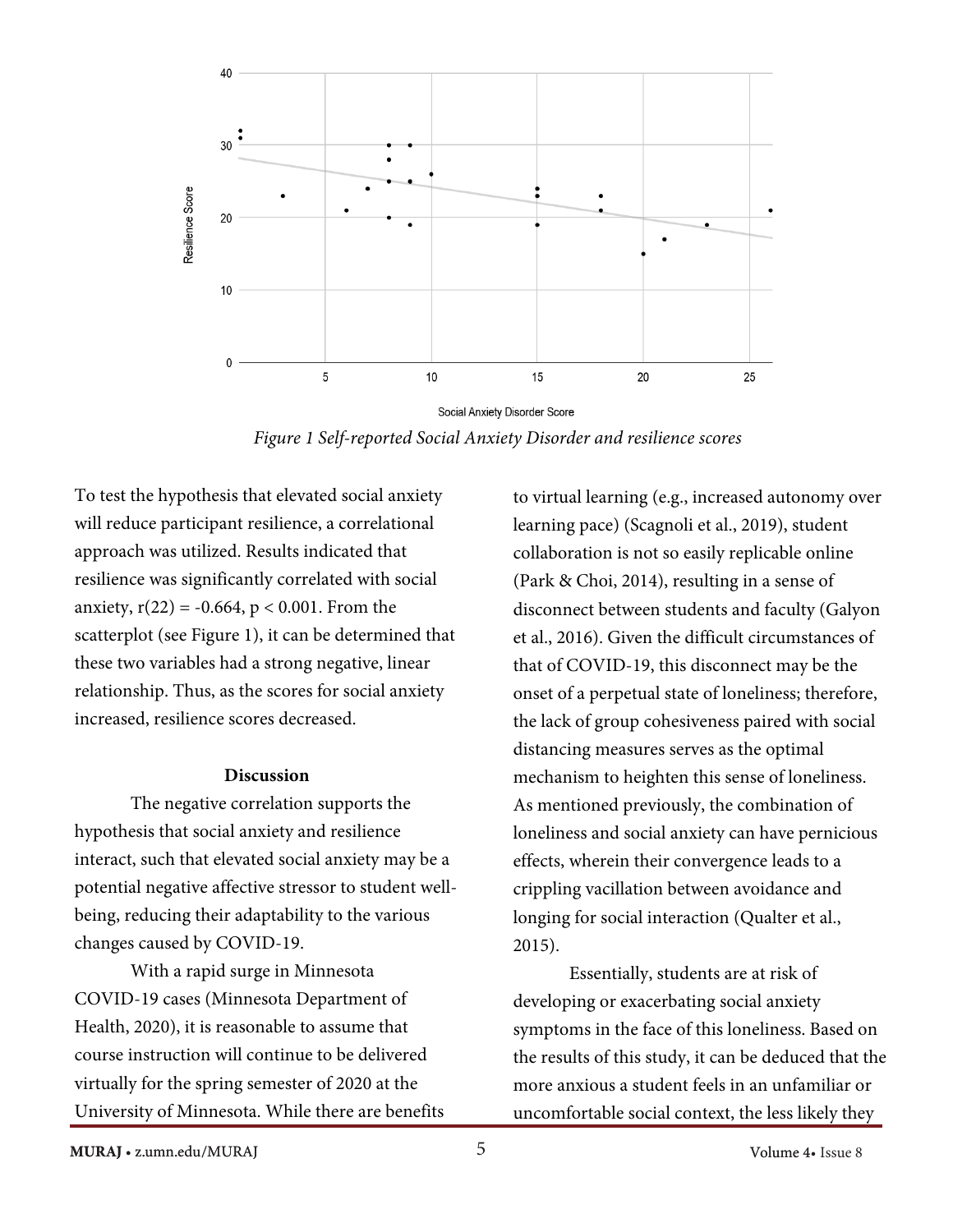*Figure 1 Self-reported Social Anxiety Disorder and resilience scores*

To test the hypothesis that elevated social anxiety will reduce participant resilience, a correlational approach was utilized. Results indicated that resilience was significantly correlated with social anxiety, $r(22) = -0.664$, $p < 0.001$. From the scatterplot (see Figure 1), it can be determined that these two variables had a strong negative, linear relationship. Thus, as the scores for social anxiety increased, resilience scores decreased.

## Discussion

The negative correlation supports the hypothesis that social anxiety and resilience interact, such that elevated social anxiety may be a potential negative affective stressor to student well-being, reducing their adaptability to the various changes caused by COVID-19.

With a rapid surge in Minnesota COVID-19 cases (Minnesota Department of Health, 2020), it is reasonable to assume that course instruction will continue to be delivered virtually for the spring semester of 2020 at the University of Minnesota. While there are benefits to virtual learning (e.g., increased autonomy over learning pace) (Scagnoli et al., 2019), student collaboration is not so easily replicable online (Park & Choi, 2014), resulting in a sense of disconnect between students and faculty (Galyon et al., 2016). Given the difficult circumstances of that of COVID-19, this disconnect may be the onset of a perpetual state of loneliness; therefore, the lack of group cohesiveness paired with social distancing measures serves as the optimal mechanism to heighten this sense of loneliness. As mentioned previously, the combination of loneliness and social anxiety can have pernicious effects, wherein their convergence leads to a crippling vacillation between avoidance and longing for social interaction (Qualter et al., 2015).

Essentially, students are at risk of developing or exacerbating social anxiety symptoms in the face of this loneliness. Based on the results of this study, it can be deduced that the more anxious a student feels in an unfamiliar or uncomfortable social context, the less likely they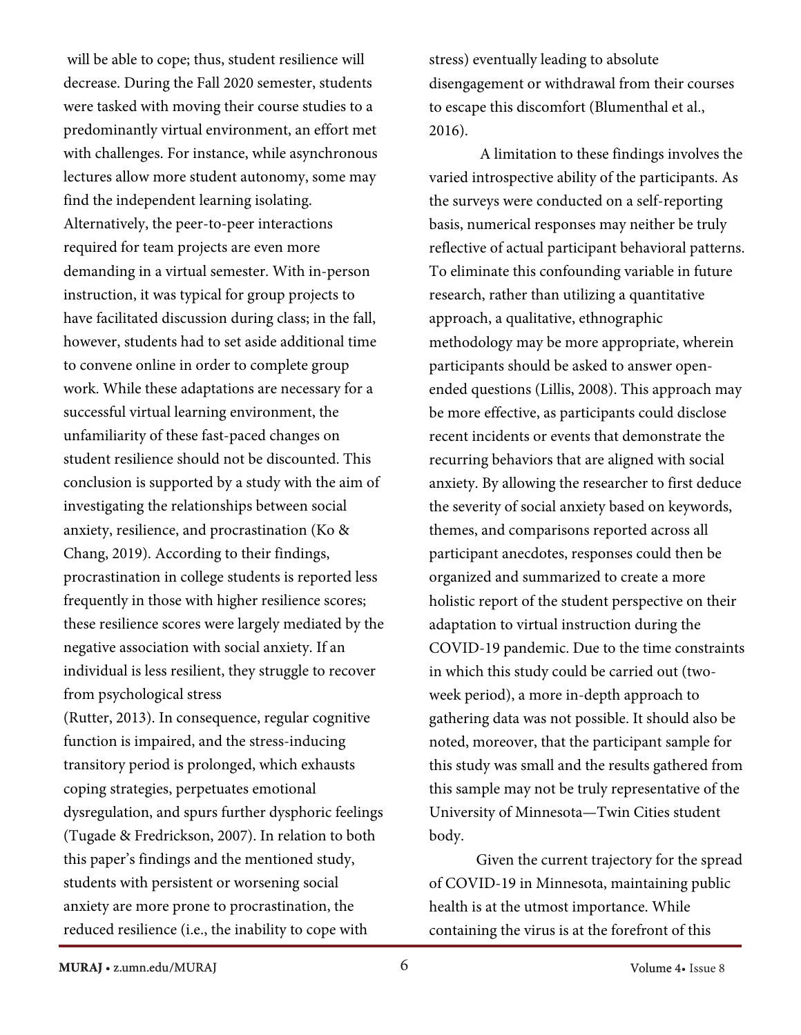will be able to cope; thus, student resilience will decrease. During the Fall 2020 semester, students were tasked with moving their course studies to a predominantly virtual environment, an effort met with challenges. For instance, while asynchronous lectures allow more student autonomy, some may find the independent learning isolating. Alternatively, the peer-to-peer interactions required for team projects are even more demanding in a virtual semester. With in-person instruction, it was typical for group projects to have facilitated discussion during class; in the fall, however, students had to set aside additional time to convene online in order to complete group work. While these adaptations are necessary for a successful virtual learning environment, the unfamiliarity of these fast-paced changes on student resilience should not be discounted. This conclusion is supported by a study with the aim of investigating the relationships between social anxiety, resilience, and procrastination (Ko & Chang, 2019). According to their findings, procrastination in college students is reported less frequently in those with higher resilience scores; these resilience scores were largely mediated by the negative association with social anxiety. If an individual is less resilient, they struggle to recover from psychological stress (Rutter, 2013). In consequence, regular cognitive function is impaired, and the stress-inducing transitory period is prolonged, which exhausts coping strategies, perpetuates emotional dysregulation, and spurs further dysphoric feelings (Tugade & Fredrickson, 2007). In relation to both this paper's findings and the mentioned study, students with persistent or worsening social anxiety are more prone to procrastination, the reduced resilience (i.e., the inability to cope with stress) eventually leading to absolute disengagement or withdrawal from their courses to escape this discomfort (Blumenthal et al., 2016).

A limitation to these findings involves the varied introspective ability of the participants. As the surveys were conducted on a self-reporting basis, numerical responses may neither be truly reflective of actual participant behavioral patterns. To eliminate this confounding variable in future research, rather than utilizing a quantitative approach, a qualitative, ethnographic methodology may be more appropriate, wherein participants should be asked to answer open-ended questions (Lillis, 2008). This approach may be more effective, as participants could disclose recent incidents or events that demonstrate the recurring behaviors that are aligned with social anxiety. By allowing the researcher to first deduce the severity of social anxiety based on keywords, themes, and comparisons reported across all participant anecdotes, responses could then be organized and summarized to create a more holistic report of the student perspective on their adaptation to virtual instruction during the COVID-19 pandemic. Due to the time constraints in which this study could be carried out (two-week period), a more in-depth approach to gathering data was not possible. It should also be noted, moreover, that the participant sample for this study was small and the results gathered from this sample may not be truly representative of the University of Minnesota—Twin Cities student body.

Given the current trajectory for the spread of COVID-19 in Minnesota, maintaining public health is at the utmost importance. While containing the virus is at the forefront of this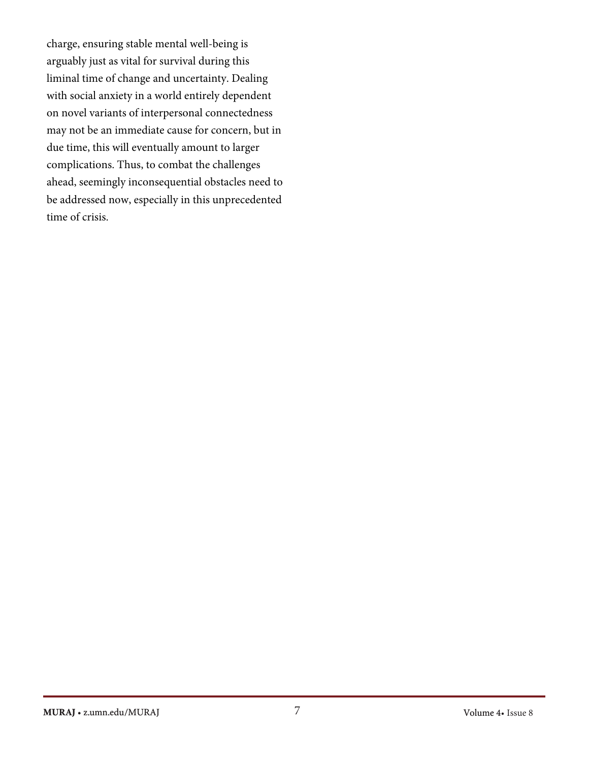charge, ensuring stable mental well-being is arguably just as vital for survival during this liminal time of change and uncertainty. Dealing with social anxiety in a world entirely dependent on novel variants of interpersonal connectedness may not be an immediate cause for concern, but in due time, this will eventually amount to larger complications. Thus, to combat the challenges ahead, seemingly inconsequential obstacles need to be addressed now, especially in this unprecedented time of crisis.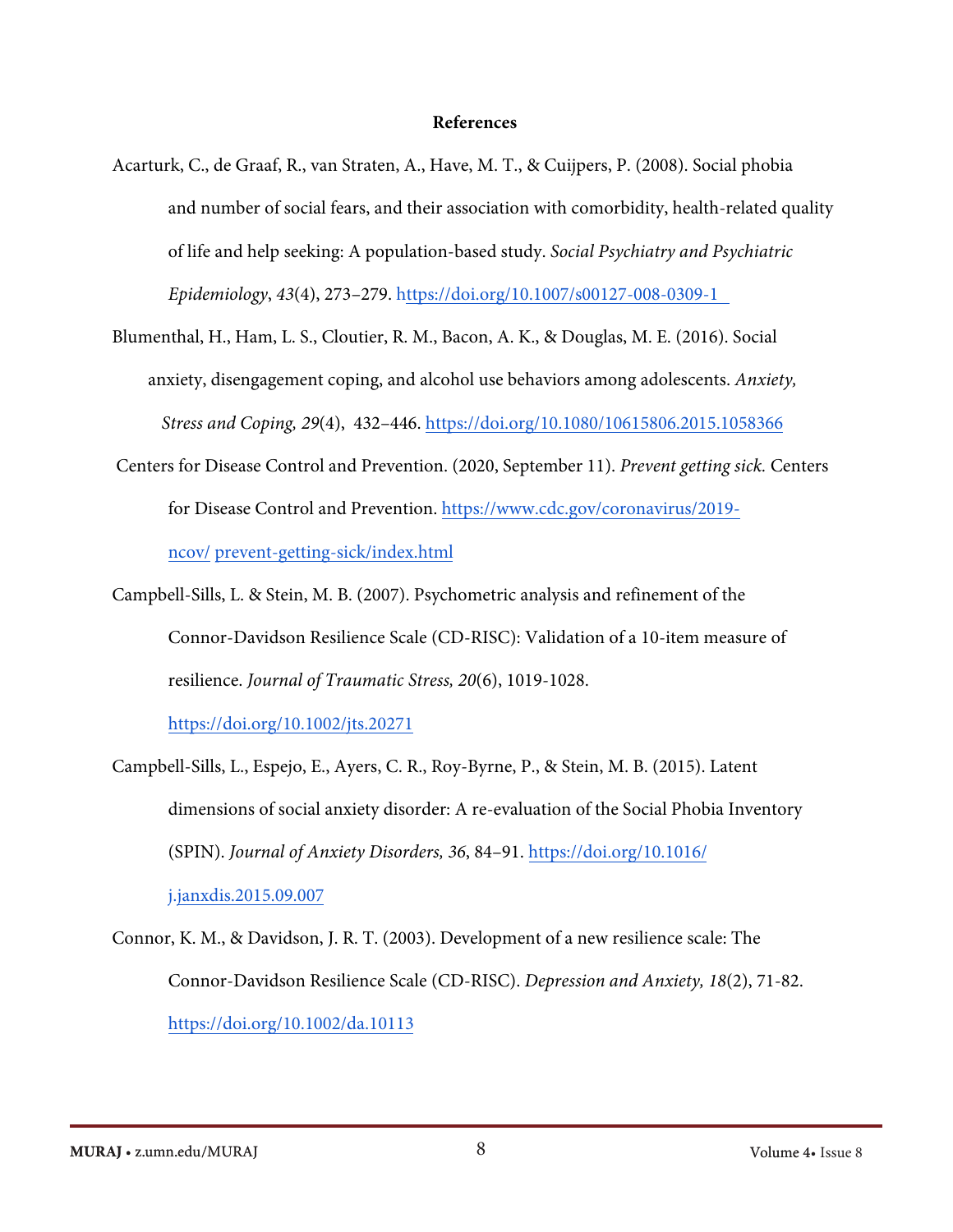**References**

Acarturk, C., de Graaf, R., van Straten, A., Have, M. T., & Cuijpers, P. (2008). Social phobia and number of social fears, and their association with comorbidity, health-related quality of life and help seeking: A population-based study. *Social Psychiatry and Psychiatric Epidemiology*, *43*(4), 273–279. https://doi.org/10.1007/s00127-008-0309-1

Blumenthal, H., Ham, L. S., Cloutier, R. M., Bacon, A. K., & Douglas, M. E. (2016). Social anxiety, disengagement coping, and alcohol use behaviors among adolescents. *Anxiety, Stress and Coping, 29*(4), 432–446. https://doi.org/10.1080/10615806.2015.1058366

Centers for Disease Control and Prevention. (2020, September 11). *Prevent getting sick.* Centers for Disease Control and Prevention. https://www.cdc.gov/coronavirus/2019-ncov/ prevent-getting-sick/index.html

Campbell-Sills, L. & Stein, M. B. (2007). Psychometric analysis and refinement of the Connor-Davidson Resilience Scale (CD-RISC): Validation of a 10-item measure of resilience. *Journal of Traumatic Stress, 20*(6), 1019-1028. https://doi.org/10.1002/jts.20271

Campbell-Sills, L., Espejo, E., Ayers, C. R., Roy-Byrne, P., & Stein, M. B. (2015). Latent dimensions of social anxiety disorder: A re-evaluation of the Social Phobia Inventory (SPIN). *Journal of Anxiety Disorders, 36*, 84–91. https://doi.org/10.1016/j.janxdis.2015.09.007

Connor, K. M., & Davidson, J. R. T. (2003). Development of a new resilience scale: The Connor-Davidson Resilience Scale (CD-RISC). *Depression and Anxiety, 18*(2), 71-82. https://doi.org/10.1002/da.10113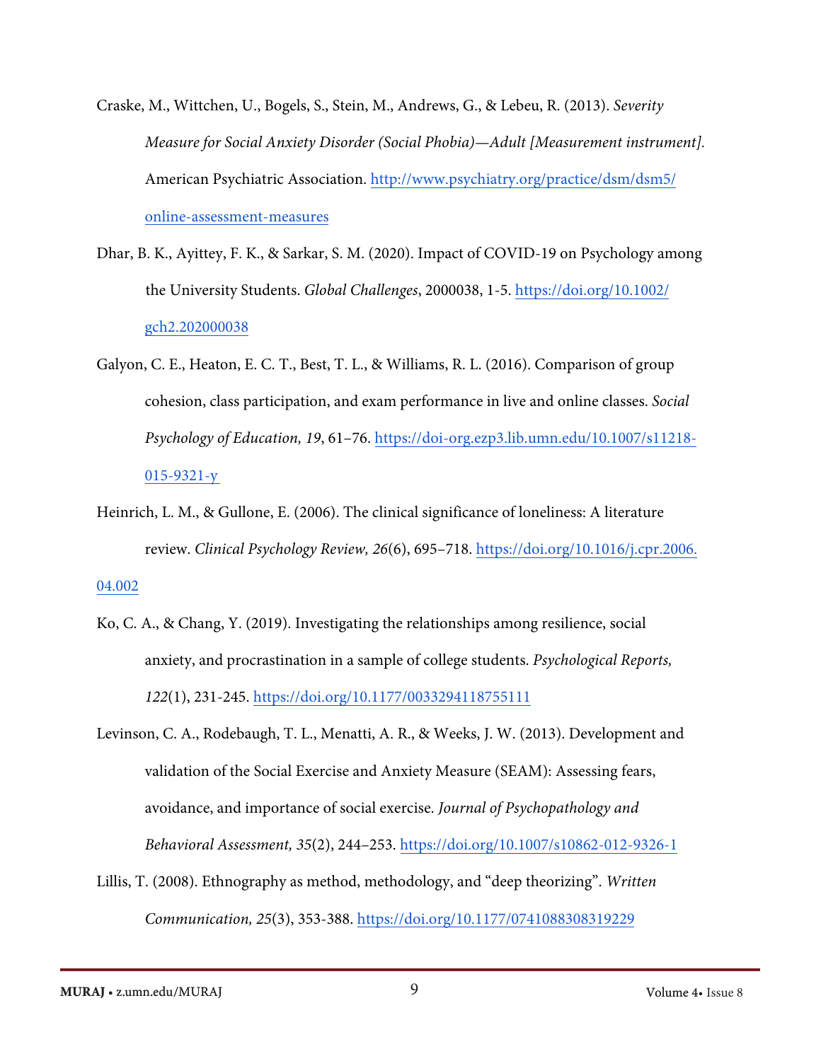Craske, M., Wittchen, U., Bogels, S., Stein, M., Andrews, G., & Lebeu, R. (2013). *Severity Measure for Social Anxiety Disorder (Social Phobia)—Adult [Measurement instrument].* American Psychiatric Association. http://www.psychiatry.org/practice/dsm/dsm5/online-assessment-measures

Dhar, B. K., Ayittey, F. K., & Sarkar, S. M. (2020). Impact of COVID-19 on Psychology among the University Students. *Global Challenges*, 2000038, 1-5. https://doi.org/10.1002/gch2.202000038

Galyon, C. E., Heaton, E. C. T., Best, T. L., & Williams, R. L. (2016). Comparison of group cohesion, class participation, and exam performance in live and online classes. *Social Psychology of Education, 19*, 61–76. https://doi-org.ezp3.lib.umn.edu/10.1007/s11218-015-9321-y

Heinrich, L. M., & Gullone, E. (2006). The clinical significance of loneliness: A literature review. *Clinical Psychology Review, 26*(6), 695–718. https://doi.org/10.1016/j.cpr.2006.04.002

Ko, C. A., & Chang, Y. (2019). Investigating the relationships among resilience, social anxiety, and procrastination in a sample of college students. *Psychological Reports, 122*(1), 231-245. https://doi.org/10.1177/0033294118755111

Levinson, C. A., Rodebaugh, T. L., Menatti, A. R., & Weeks, J. W. (2013). Development and validation of the Social Exercise and Anxiety Measure (SEAM): Assessing fears, avoidance, and importance of social exercise. *Journal of Psychopathology and Behavioral Assessment, 35*(2), 244–253. https://doi.org/10.1007/s10862-012-9326-1

Lillis, T. (2008). Ethnography as method, methodology, and "deep theorizing". *Written Communication, 25*(3), 353-388. https://doi.org/10.1177/0741088308319229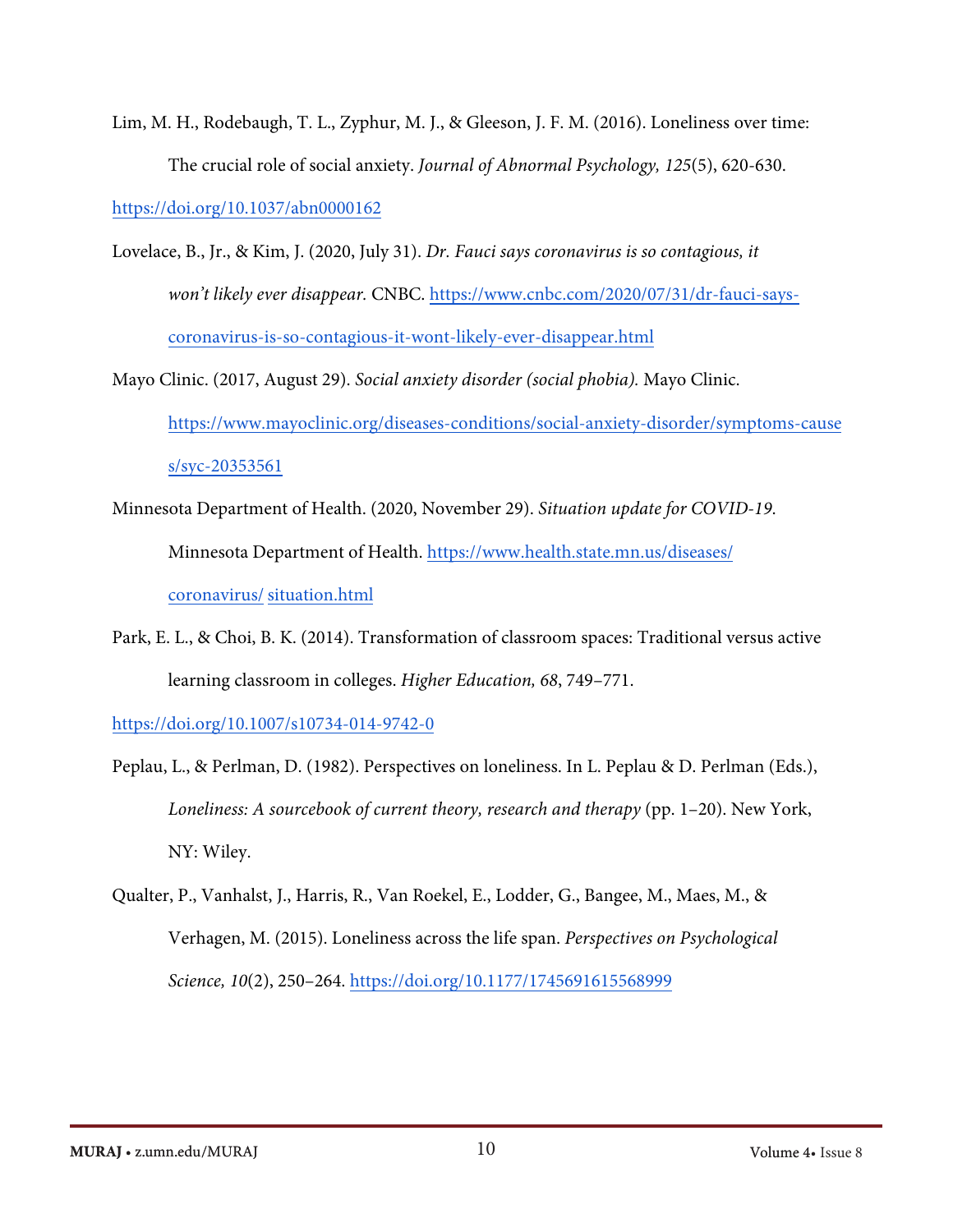Lim, M. H., Rodebaugh, T. L., Zyphur, M. J., & Gleeson, J. F. M. (2016). Loneliness over time: The crucial role of social anxiety. *Journal of Abnormal Psychology, 125*(5), 620-630. https://doi.org/10.1037/abn0000162

Lovelace, B., Jr., & Kim, J. (2020, July 31). *Dr. Fauci says coronavirus is so contagious, it won't likely ever disappear.* CNBC. https://www.cnbc.com/2020/07/31/dr-fauci-says-coronavirus-is-so-contagious-it-wont-likely-ever-disappear.html

Mayo Clinic. (2017, August 29). *Social anxiety disorder (social phobia).* Mayo Clinic. https://www.mayoclinic.org/diseases-conditions/social-anxiety-disorder/symptoms-causes/syc-20353561

Minnesota Department of Health. (2020, November 29). *Situation update for COVID-19.* Minnesota Department of Health. https://www.health.state.mn.us/diseases/coronavirus/ situation.html

Park, E. L., & Choi, B. K. (2014). Transformation of classroom spaces: Traditional versus active learning classroom in colleges. *Higher Education, 68*, 749–771. https://doi.org/10.1007/s10734-014-9742-0

Peplau, L., & Perlman, D. (1982). Perspectives on loneliness. In L. Peplau & D. Perlman (Eds.), *Loneliness: A sourcebook of current theory, research and therapy* (pp. 1–20). New York, NY: Wiley.

Qualter, P., Vanhalst, J., Harris, R., Van Roekel, E., Lodder, G., Bangee, M., Maes, M., & Verhagen, M. (2015). Loneliness across the life span. *Perspectives on Psychological Science, 10*(2), 250–264. https://doi.org/10.1177/1745691615568999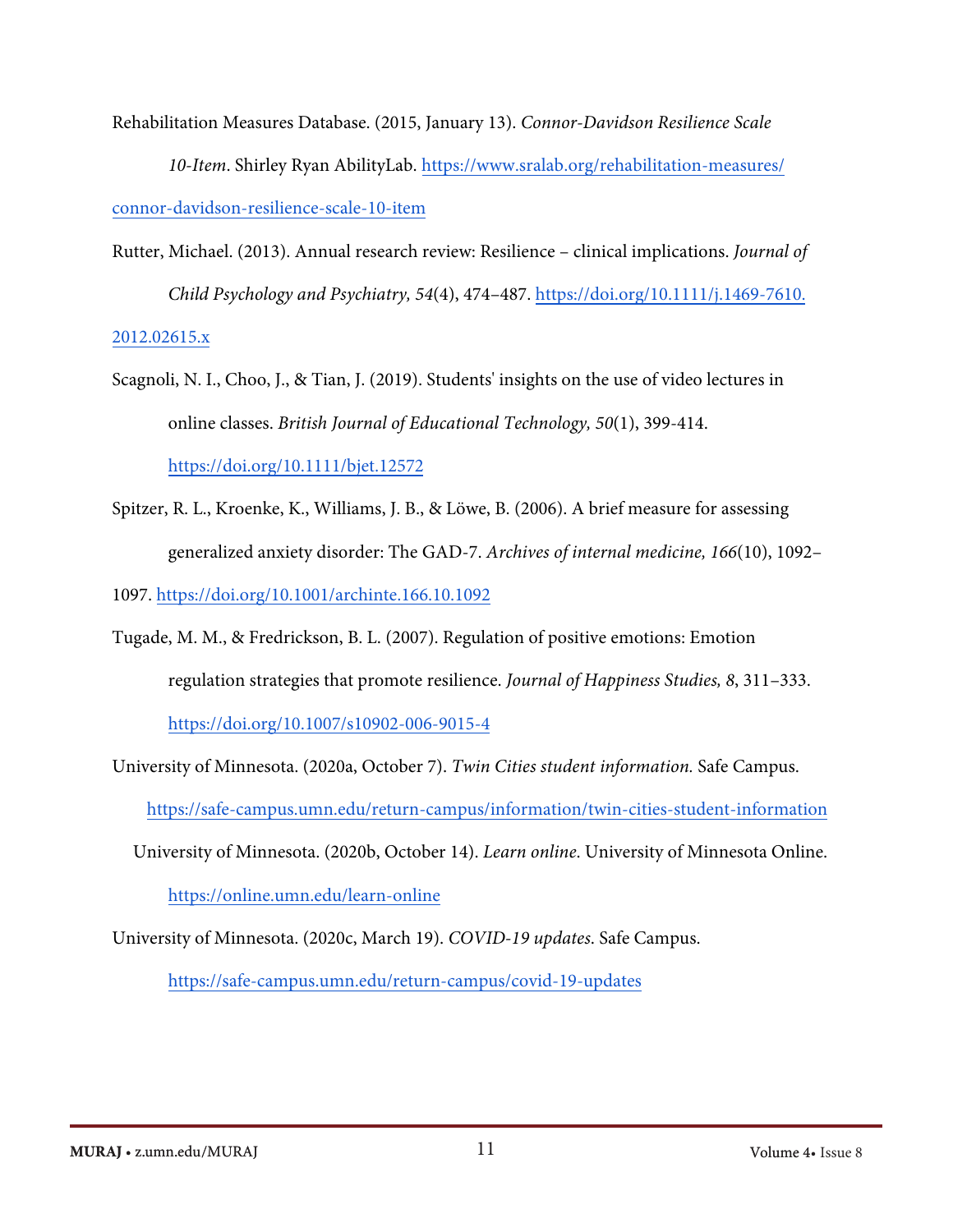Rehabilitation Measures Database. (2015, January 13). *Connor-Davidson Resilience Scale 10-Item*. Shirley Ryan AbilityLab. https://www.sralab.org/rehabilitation-measures/connor-davidson-resilience-scale-10-item

Rutter, Michael. (2013). Annual research review: Resilience – clinical implications. *Journal of Child Psychology and Psychiatry, 54*(4), 474–487. https://doi.org/10.1111/j.1469-7610.2012.02615.x

Scagnoli, N. I., Choo, J., & Tian, J. (2019). Students' insights on the use of video lectures in online classes. *British Journal of Educational Technology, 50*(1), 399-414. https://doi.org/10.1111/bjet.12572

Spitzer, R. L., Kroenke, K., Williams, J. B., & Löwe, B. (2006). A brief measure for assessing generalized anxiety disorder: The GAD-7. *Archives of internal medicine, 166*(10), 1092–1097. https://doi.org/10.1001/archinte.166.10.1092

Tugade, M. M., & Fredrickson, B. L. (2007). Regulation of positive emotions: Emotion regulation strategies that promote resilience. *Journal of Happiness Studies, 8*, 311–333. https://doi.org/10.1007/s10902-006-9015-4

University of Minnesota. (2020a, October 7). *Twin Cities student information.* Safe Campus. https://safe-campus.umn.edu/return-campus/information/twin-cities-student-information

University of Minnesota. (2020b, October 14). *Learn online*. University of Minnesota Online. https://online.umn.edu/learn-online

University of Minnesota. (2020c, March 19). *COVID-19 updates*. Safe Campus. https://safe-campus.umn.edu/return-campus/covid-19-updates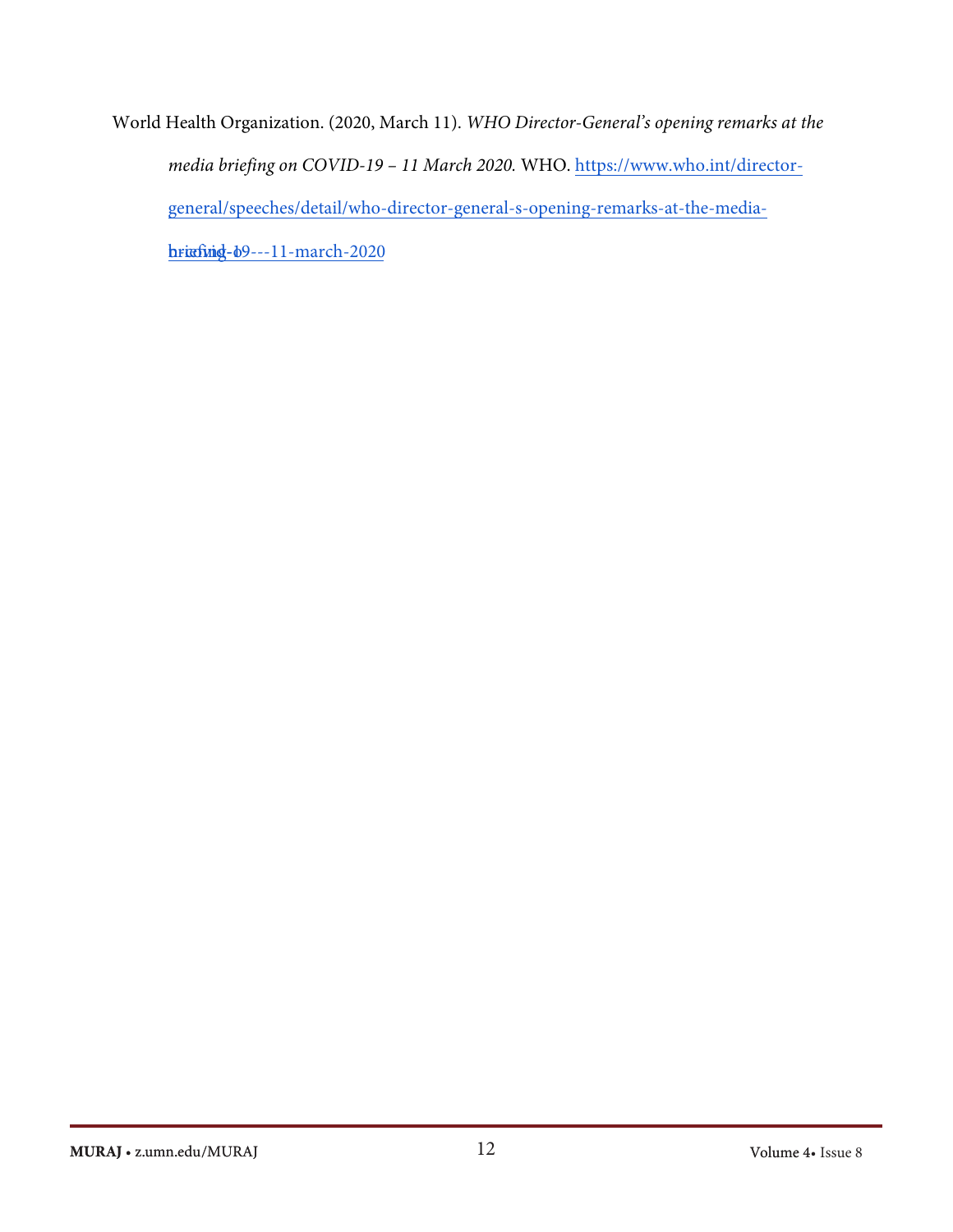World Health Organization. (2020, March 11). *WHO Director-General's opening remarks at the media briefing on COVID-19 – 11 March 2020.* WHO. https://www.who.int/director-general/speeches/detail/who-director-general-s-opening-remarks-at-the-media-briefing-on-covid-19---11-march-2020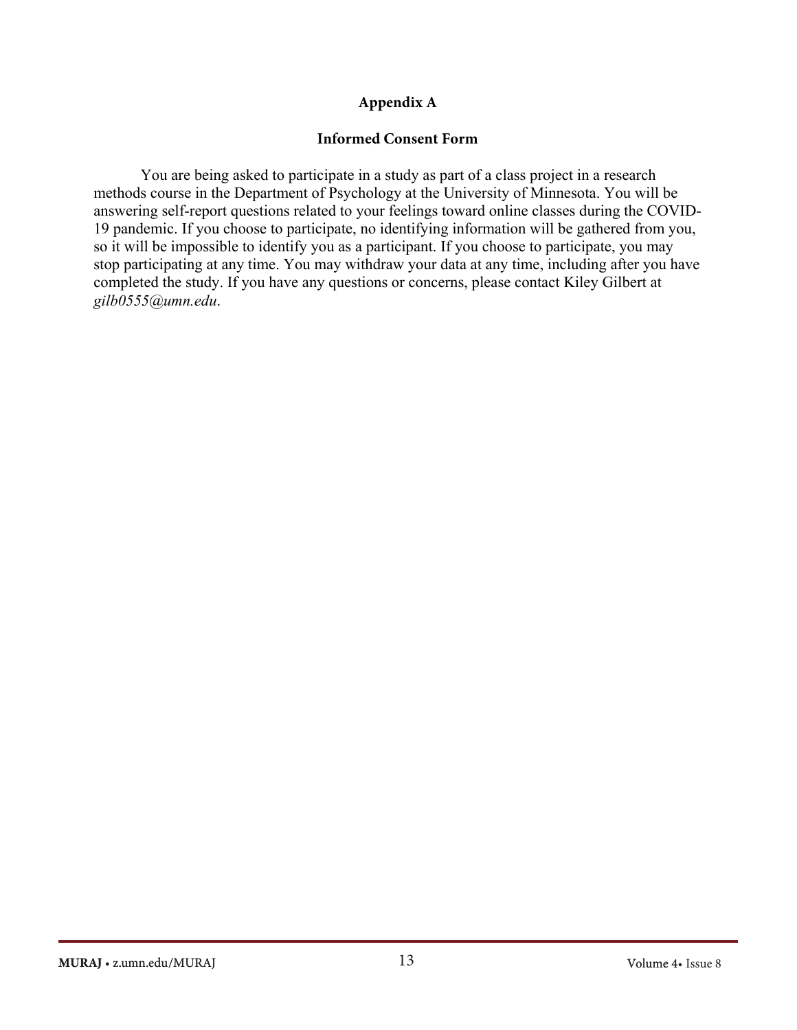## Appendix A

### Informed Consent Form

You are being asked to participate in a study as part of a class project in a research methods course in the Department of Psychology at the University of Minnesota. You will be answering self-report questions related to your feelings toward online classes during the COVID-19 pandemic. If you choose to participate, no identifying information will be gathered from you, so it will be impossible to identify you as a participant. If you choose to participate, you may stop participating at any time. You may withdraw your data at any time, including after you have completed the study. If you have any questions or concerns, please contact Kiley Gilbert at *gilb0555@umn.edu*.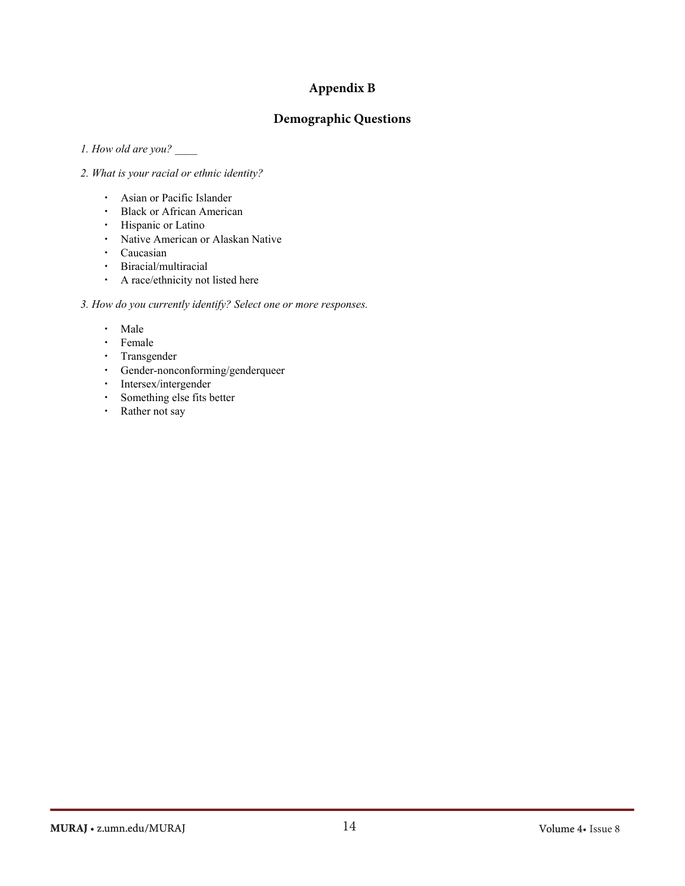## Appendix B

### Demographic Questions

*1. How old are you?* ____

*2. What is your racial or ethnic identity?*

- Asian or Pacific Islander
- Black or African American
- Hispanic or Latino
- Native American or Alaskan Native
- Caucasian
- Biracial/multiracial
- A race/ethnicity not listed here

*3. How do you currently identify? Select one or more responses.*

- Male
- Female
- Transgender
- Gender-nonconforming/genderqueer
- Intersex/intergender
- Something else fits better
- Rather not say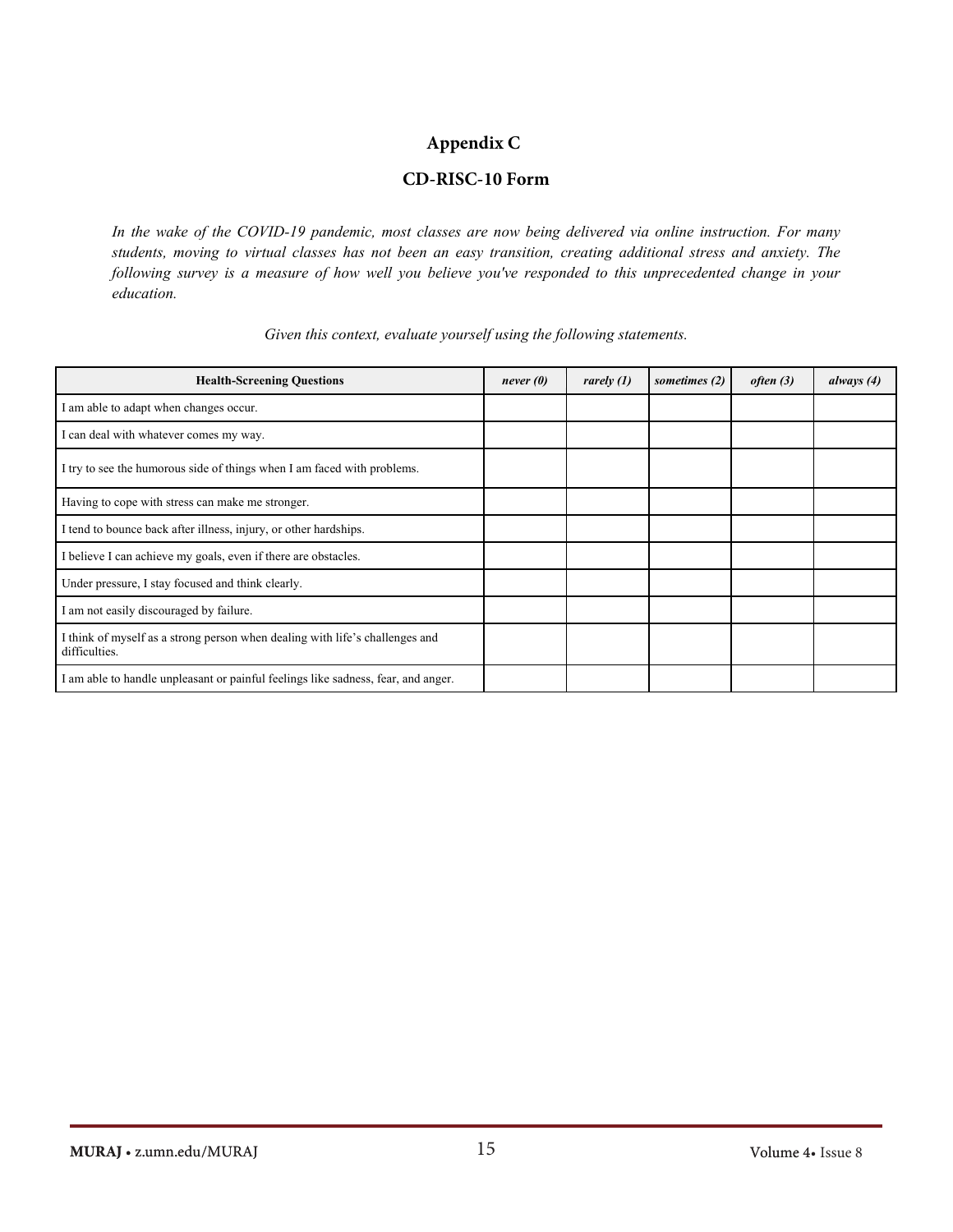## Appendix C

## CD-RISC-10 Form

*In the wake of the COVID-19 pandemic, most classes are now being delivered via online instruction. For many students, moving to virtual classes has not been an easy transition, creating additional stress and anxiety. The following survey is a measure of how well you believe you've responded to this unprecedented change in your education.*

*Given this context, evaluate yourself using the following statements.*

| **Health-Screening Questions** | ***never (0)*** | ***rarely (1)*** | ***sometimes (2)*** | ***often (3)*** | ***always (4)*** |
|---|---|---|---|---|---|
| I am able to adapt when changes occur. | | | | | |
| I can deal with whatever comes my way. | | | | | |
| I try to see the humorous side of things when I am faced with problems. | | | | | |
| Having to cope with stress can make me stronger. | | | | | |
| I tend to bounce back after illness, injury, or other hardships. | | | | | |
| I believe I can achieve my goals, even if there are obstacles. | | | | | |
| Under pressure, I stay focused and think clearly. | | | | | |
| I am not easily discouraged by failure. | | | | | |
| I think of myself as a strong person when dealing with life's challenges and difficulties. | | | | | |
| I am able to handle unpleasant or painful feelings like sadness, fear, and anger. | | | | | |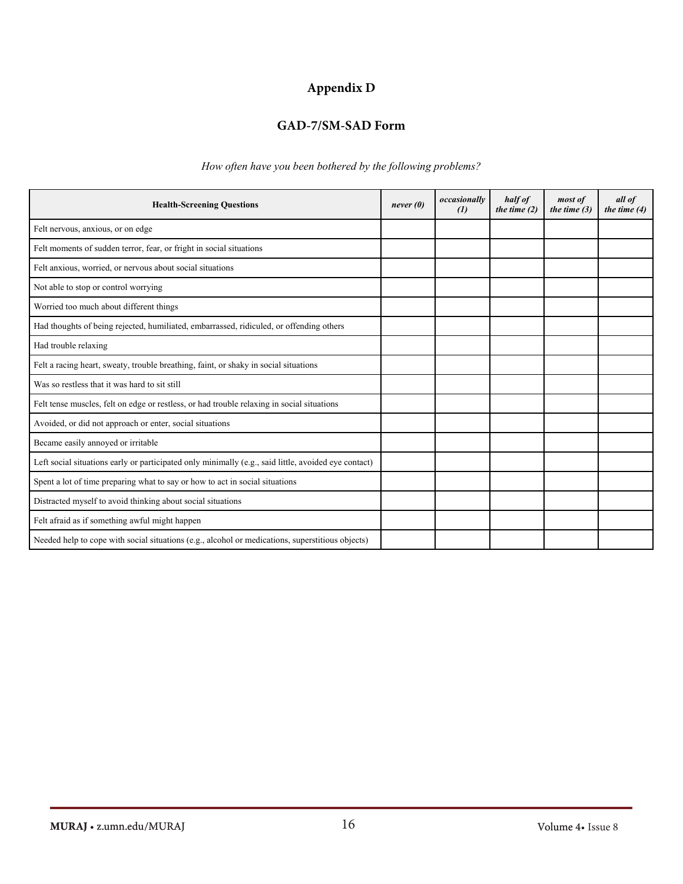# Appendix D

## GAD-7/SM-SAD Form

*How often have you been bothered by the following problems?*

| Health-Screening Questions | *never (0)* | *occasionally (1)* | *half of the time (2)* | *most of the time (3)* | *all of the time (4)* |
|---|---|---|---|---|---|
| Felt nervous, anxious, or on edge | | | | | |
| Felt moments of sudden terror, fear, or fright in social situations | | | | | |
| Felt anxious, worried, or nervous about social situations | | | | | |
| Not able to stop or control worrying | | | | | |
| Worried too much about different things | | | | | |
| Had thoughts of being rejected, humiliated, embarrassed, ridiculed, or offending others | | | | | |
| Had trouble relaxing | | | | | |
| Felt a racing heart, sweaty, trouble breathing, faint, or shaky in social situations | | | | | |
| Was so restless that it was hard to sit still | | | | | |
| Felt tense muscles, felt on edge or restless, or had trouble relaxing in social situations | | | | | |
| Avoided, or did not approach or enter, social situations | | | | | |
| Became easily annoyed or irritable | | | | | |
| Left social situations early or participated only minimally (e.g., said little, avoided eye contact) | | | | | |
| Spent a lot of time preparing what to say or how to act in social situations | | | | | |
| Distracted myself to avoid thinking about social situations | | | | | |
| Felt afraid as if something awful might happen | | | | | |
| Needed help to cope with social situations (e.g., alcohol or medications, superstitious objects) | | | | | |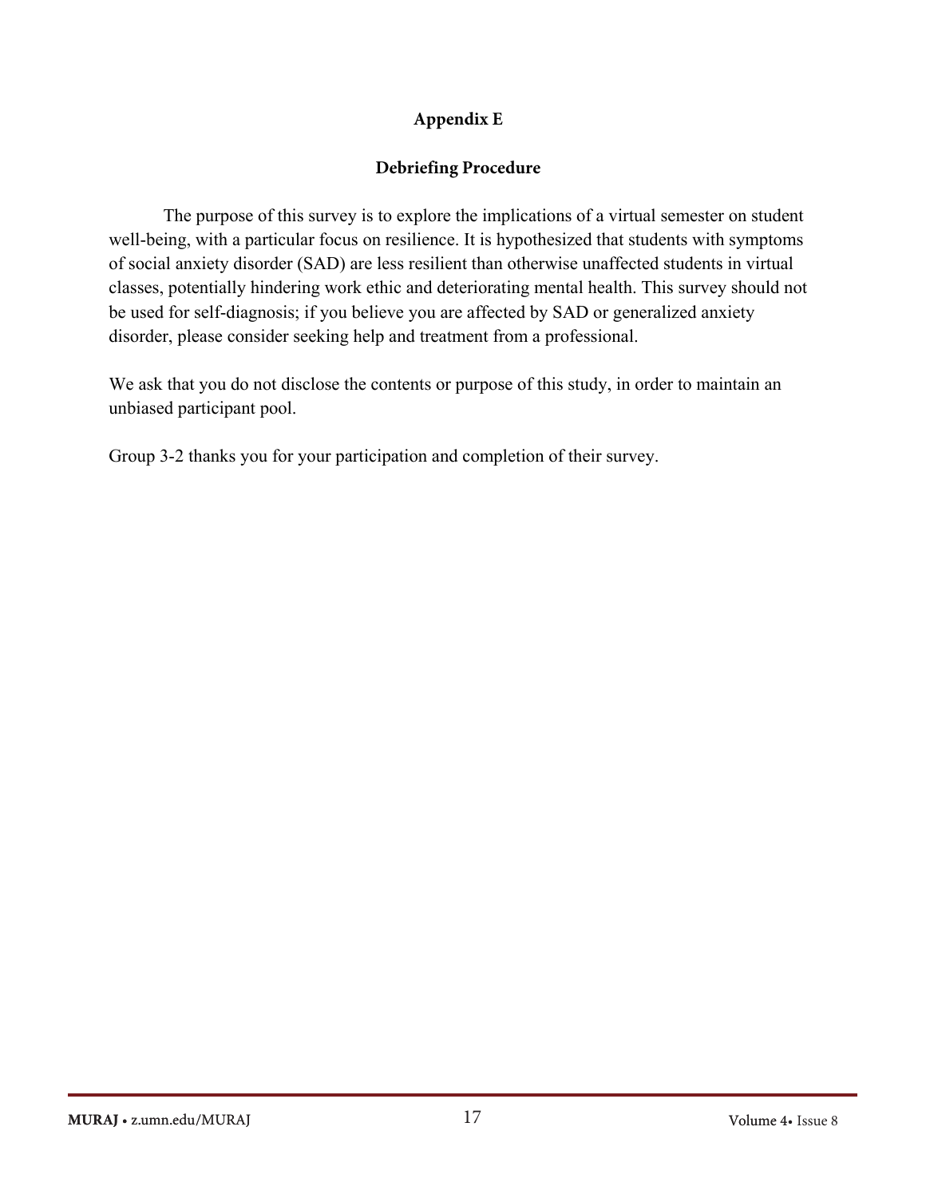## Appendix E

### Debriefing Procedure

The purpose of this survey is to explore the implications of a virtual semester on student well-being, with a particular focus on resilience. It is hypothesized that students with symptoms of social anxiety disorder (SAD) are less resilient than otherwise unaffected students in virtual classes, potentially hindering work ethic and deteriorating mental health. This survey should not be used for self-diagnosis; if you believe you are affected by SAD or generalized anxiety disorder, please consider seeking help and treatment from a professional.

We ask that you do not disclose the contents or purpose of this study, in order to maintain an unbiased participant pool.

Group 3-2 thanks you for your participation and completion of their survey.